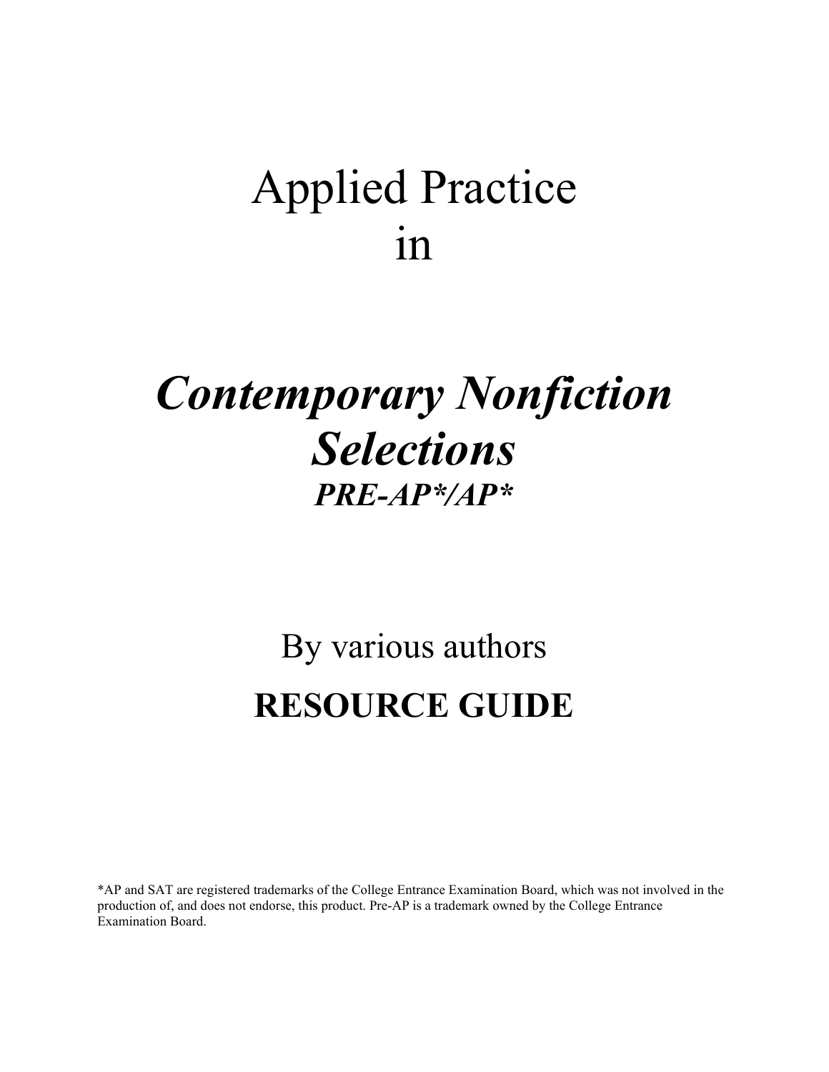# Applied Practice in

# *Contemporary Nonfiction Selections*

## *PRE-AP*/AP**

By various authors

## RESOURCE GUIDE

*AP and SAT are registered trademarks of the College Entrance Examination Board, which was not involved in the production of, and does not endorse, this product. Pre-AP is a trademark owned by the College Entrance Examination Board.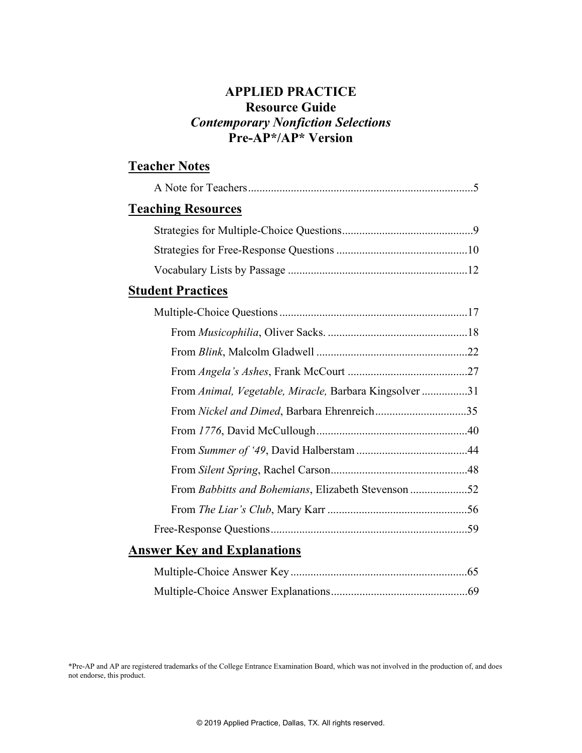# APPLIED PRACTICE
## Resource Guide
## *Contemporary Nonfiction Selections*
## Pre-AP*/AP* Version

### Teacher Notes

A Note for Teachers ........................................................................... 5

### Teaching Resources

Strategies for Multiple-Choice Questions ............................................ 9

Strategies for Free-Response Questions ............................................ 10

Vocabulary Lists by Passage ............................................................ 12

### Student Practices

Multiple-Choice Questions ............................................................... 17

- From *Musicophilia*, Oliver Sacks. ................................................ 18
- From *Blink*, Malcolm Gladwell ..................................................... 22
- From *Angela's Ashes*, Frank McCourt .......................................... 27
- From *Animal, Vegetable, Miracle,* Barbara Kingsolver ................ 31
- From *Nickel and Dimed*, Barbara Ehrenreich ................................ 35
- From *1776*, David McCullough .................................................... 40
- From *Summer of '49*, David Halberstam ....................................... 44
- From *Silent Spring*, Rachel Carson ................................................ 48
- From *Babbitts and Bohemians*, Elizabeth Stevenson .................... 52
- From *The Liar's Club*, Mary Karr ................................................. 56

Free-Response Questions ................................................................... 59

### Answer Key and Explanations

Multiple-Choice Answer Key ............................................................. 65

Multiple-Choice Answer Explanations ............................................... 69

*Pre-AP and AP are registered trademarks of the College Entrance Examination Board, which was not involved in the production of, and does not endorse, this product.

© 2019 Applied Practice, Dallas, TX. All rights reserved.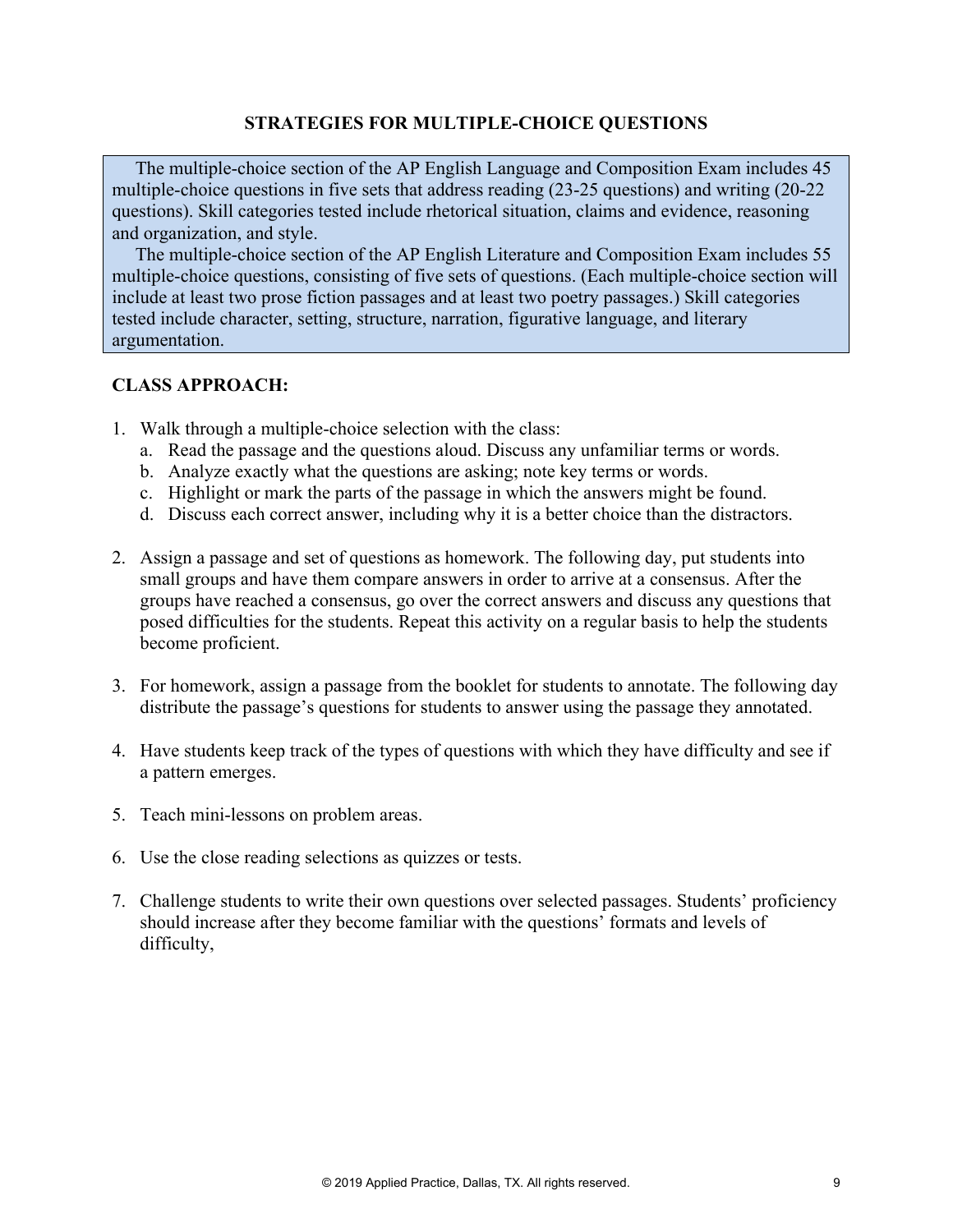## STRATEGIES FOR MULTIPLE-CHOICE QUESTIONS

The multiple-choice section of the AP English Language and Composition Exam includes 45 multiple-choice questions in five sets that address reading (23-25 questions) and writing (20-22 questions). Skill categories tested include rhetorical situation, claims and evidence, reasoning and organization, and style.

The multiple-choice section of the AP English Literature and Composition Exam includes 55 multiple-choice questions, consisting of five sets of questions. (Each multiple-choice section will include at least two prose fiction passages and at least two poetry passages.) Skill categories tested include character, setting, structure, narration, figurative language, and literary argumentation.

### CLASS APPROACH:

1. Walk through a multiple-choice selection with the class:
   a. Read the passage and the questions aloud. Discuss any unfamiliar terms or words.
   b. Analyze exactly what the questions are asking; note key terms or words.
   c. Highlight or mark the parts of the passage in which the answers might be found.
   d. Discuss each correct answer, including why it is a better choice than the distractors.

2. Assign a passage and set of questions as homework. The following day, put students into small groups and have them compare answers in order to arrive at a consensus. After the groups have reached a consensus, go over the correct answers and discuss any questions that posed difficulties for the students. Repeat this activity on a regular basis to help the students become proficient.

3. For homework, assign a passage from the booklet for students to annotate. The following day distribute the passage's questions for students to answer using the passage they annotated.

4. Have students keep track of the types of questions with which they have difficulty and see if a pattern emerges.

5. Teach mini-lessons on problem areas.

6. Use the close reading selections as quizzes or tests.

7. Challenge students to write their own questions over selected passages. Students' proficiency should increase after they become familiar with the questions' formats and levels of difficulty,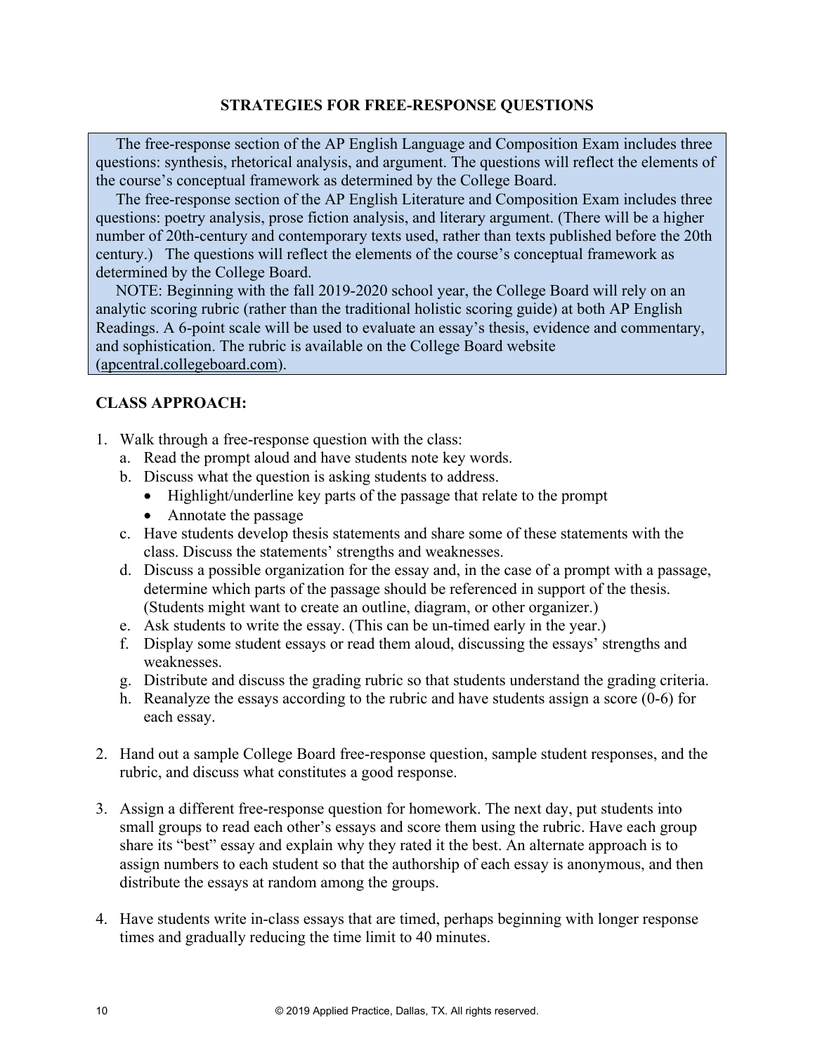## STRATEGIES FOR FREE-RESPONSE QUESTIONS

The free-response section of the AP English Language and Composition Exam includes three questions: synthesis, rhetorical analysis, and argument. The questions will reflect the elements of the course's conceptual framework as determined by the College Board.

The free-response section of the AP English Literature and Composition Exam includes three questions: poetry analysis, prose fiction analysis, and literary argument. (There will be a higher number of 20th-century and contemporary texts used, rather than texts published before the 20th century.) The questions will reflect the elements of the course's conceptual framework as determined by the College Board.

NOTE: Beginning with the fall 2019-2020 school year, the College Board will rely on an analytic scoring rubric (rather than the traditional holistic scoring guide) at both AP English Readings. A 6-point scale will be used to evaluate an essay's thesis, evidence and commentary, and sophistication. The rubric is available on the College Board website (apcentral.collegeboard.com).

### CLASS APPROACH:

1. Walk through a free-response question with the class:
   a. Read the prompt aloud and have students note key words.
   b. Discuss what the question is asking students to address.
      - Highlight/underline key parts of the passage that relate to the prompt
      - Annotate the passage
   c. Have students develop thesis statements and share some of these statements with the class. Discuss the statements' strengths and weaknesses.
   d. Discuss a possible organization for the essay and, in the case of a prompt with a passage, determine which parts of the passage should be referenced in support of the thesis. (Students might want to create an outline, diagram, or other organizer.)
   e. Ask students to write the essay. (This can be un-timed early in the year.)
   f. Display some student essays or read them aloud, discussing the essays' strengths and weaknesses.
   g. Distribute and discuss the grading rubric so that students understand the grading criteria.
   h. Reanalyze the essays according to the rubric and have students assign a score (0-6) for each essay.

2. Hand out a sample College Board free-response question, sample student responses, and the rubric, and discuss what constitutes a good response.

3. Assign a different free-response question for homework. The next day, put students into small groups to read each other's essays and score them using the rubric. Have each group share its "best" essay and explain why they rated it the best. An alternate approach is to assign numbers to each student so that the authorship of each essay is anonymous, and then distribute the essays at random among the groups.

4. Have students write in-class essays that are timed, perhaps beginning with longer response times and gradually reducing the time limit to 40 minutes.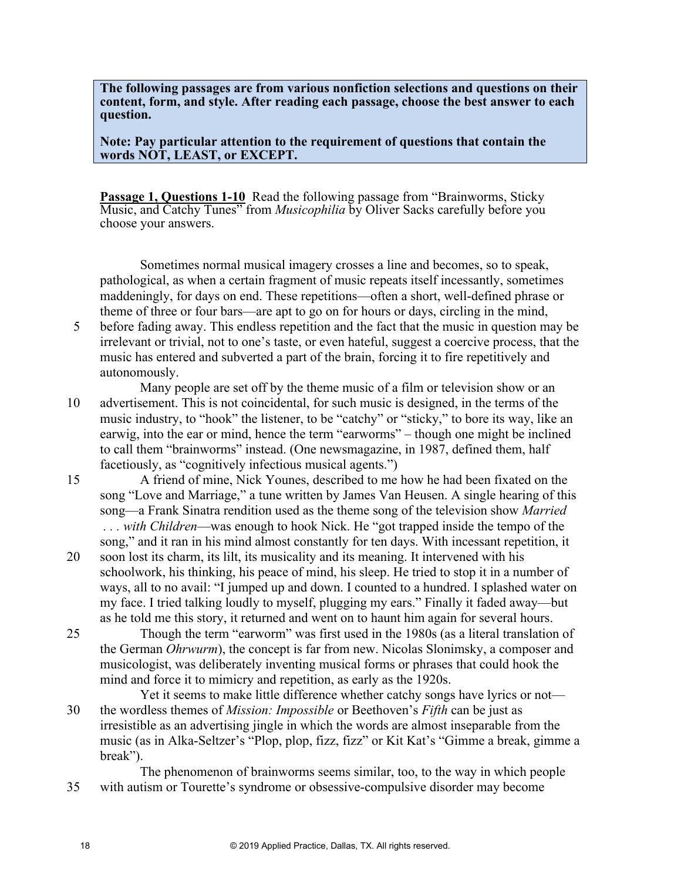**The following passages are from various nonfiction selections and questions on their content, form, and style. After reading each passage, choose the best answer to each question.**

**Note: Pay particular attention to the requirement of questions that contain the words NOT, LEAST, or EXCEPT.**

**Passage 1, Questions 1-10** Read the following passage from "Brainworms, Sticky Music, and Catchy Tunes" from *Musicophilia* by Oliver Sacks carefully before you choose your answers.

Sometimes normal musical imagery crosses a line and becomes, so to speak, pathological, as when a certain fragment of music repeats itself incessantly, sometimes maddeningly, for days on end. These repetitions—often a short, well-defined phrase or theme of three or four bars—are apt to go on for hours or days, circling in the mind, before fading away. This endless repetition and the fact that the music in question may be irrelevant or trivial, not to one's taste, or even hateful, suggest a coercive process, that the music has entered and subverted a part of the brain, forcing it to fire repetitively and autonomously.

Many people are set off by the theme music of a film or television show or an advertisement. This is not coincidental, for such music is designed, in the terms of the music industry, to "hook" the listener, to be "catchy" or "sticky," to bore its way, like an earwig, into the ear or mind, hence the term "earworms" – though one might be inclined to call them "brainworms" instead. (One newsmagazine, in 1987, defined them, half facetiously, as "cognitively infectious musical agents.")

A friend of mine, Nick Younes, described to me how he had been fixated on the song "Love and Marriage," a tune written by James Van Heusen. A single hearing of this song—a Frank Sinatra rendition used as the theme song of the television show *Married . . . with Children*—was enough to hook Nick. He "got trapped inside the tempo of the song," and it ran in his mind almost constantly for ten days. With incessant repetition, it soon lost its charm, its lilt, its musicality and its meaning. It intervened with his schoolwork, his thinking, his peace of mind, his sleep. He tried to stop it in a number of ways, all to no avail: "I jumped up and down. I counted to a hundred. I splashed water on my face. I tried talking loudly to myself, plugging my ears." Finally it faded away—but as he told me this story, it returned and went on to haunt him again for several hours.

Though the term "earworm" was first used in the 1980s (as a literal translation of the German *Ohrwurm*), the concept is far from new. Nicolas Slonimsky, a composer and musicologist, was deliberately inventing musical forms or phrases that could hook the mind and force it to mimicry and repetition, as early as the 1920s.

Yet it seems to make little difference whether catchy songs have lyrics or not—the wordless themes of *Mission: Impossible* or Beethoven's *Fifth* can be just as irresistible as an advertising jingle in which the words are almost inseparable from the music (as in Alka-Seltzer's "Plop, plop, fizz, fizz" or Kit Kat's "Gimme a break, gimme a break").

The phenomenon of brainworms seems similar, too, to the way in which people with autism or Tourette's syndrome or obsessive-compulsive disorder may become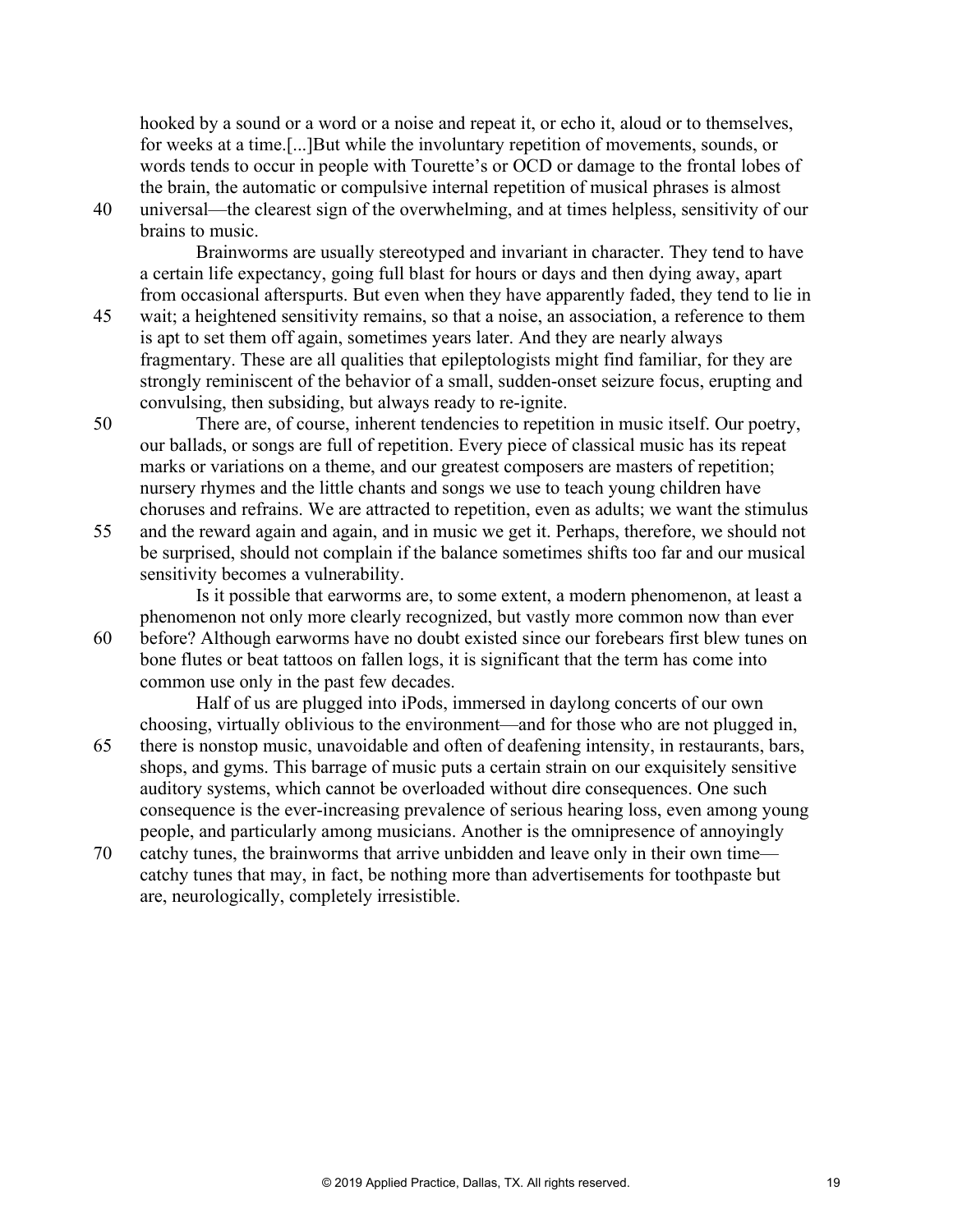hooked by a sound or a word or a noise and repeat it, or echo it, aloud or to themselves, for weeks at a time.[...]But while the involuntary repetition of movements, sounds, or words tends to occur in people with Tourette's or OCD or damage to the frontal lobes of the brain, the automatic or compulsive internal repetition of musical phrases is almost universal—the clearest sign of the overwhelming, and at times helpless, sensitivity of our brains to music.

Brainworms are usually stereotyped and invariant in character. They tend to have a certain life expectancy, going full blast for hours or days and then dying away, apart from occasional afterspurts. But even when they have apparently faded, they tend to lie in wait; a heightened sensitivity remains, so that a noise, an association, a reference to them is apt to set them off again, sometimes years later. And they are nearly always fragmentary. These are all qualities that epileptologists might find familiar, for they are strongly reminiscent of the behavior of a small, sudden-onset seizure focus, erupting and convulsing, then subsiding, but always ready to re-ignite.

There are, of course, inherent tendencies to repetition in music itself. Our poetry, our ballads, or songs are full of repetition. Every piece of classical music has its repeat marks or variations on a theme, and our greatest composers are masters of repetition; nursery rhymes and the little chants and songs we use to teach young children have choruses and refrains. We are attracted to repetition, even as adults; we want the stimulus and the reward again and again, and in music we get it. Perhaps, therefore, we should not be surprised, should not complain if the balance sometimes shifts too far and our musical sensitivity becomes a vulnerability.

Is it possible that earworms are, to some extent, a modern phenomenon, at least a phenomenon not only more clearly recognized, but vastly more common now than ever before? Although earworms have no doubt existed since our forebears first blew tunes on bone flutes or beat tattoos on fallen logs, it is significant that the term has come into common use only in the past few decades.

Half of us are plugged into iPods, immersed in daylong concerts of our own choosing, virtually oblivious to the environment—and for those who are not plugged in, there is nonstop music, unavoidable and often of deafening intensity, in restaurants, bars, shops, and gyms. This barrage of music puts a certain strain on our exquisitely sensitive auditory systems, which cannot be overloaded without dire consequences. One such consequence is the ever-increasing prevalence of serious hearing loss, even among young people, and particularly among musicians. Another is the omnipresence of annoyingly catchy tunes, the brainworms that arrive unbidden and leave only in their own time—catchy tunes that may, in fact, be nothing more than advertisements for toothpaste but are, neurologically, completely irresistible.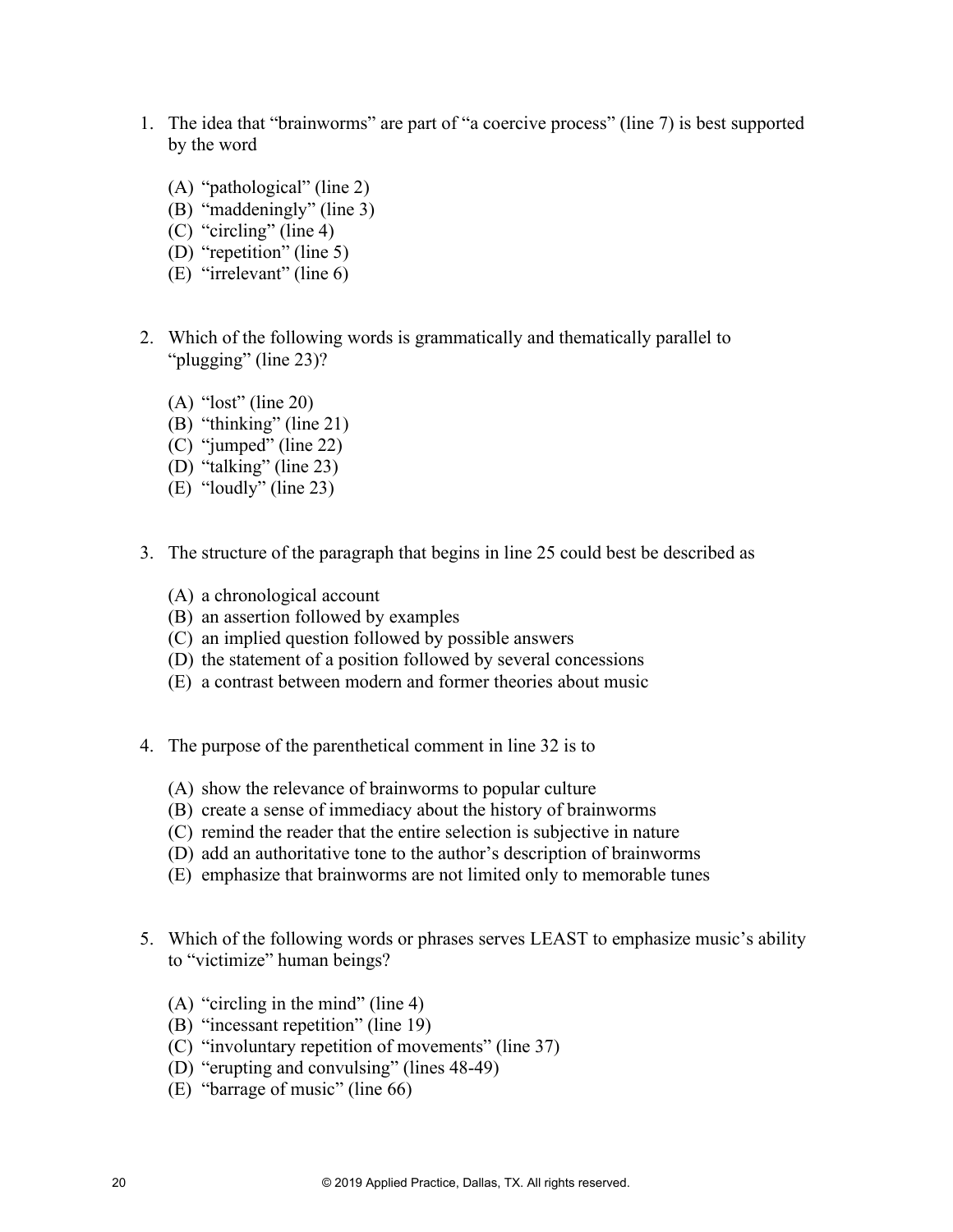1. The idea that "brainworms" are part of "a coercive process" (line 7) is best supported by the word

   (A) "pathological" (line 2)
   (B) "maddeningly" (line 3)
   (C) "circling" (line 4)
   (D) "repetition" (line 5)
   (E) "irrelevant" (line 6)

2. Which of the following words is grammatically and thematically parallel to "plugging" (line 23)?

   (A) "lost" (line 20)
   (B) "thinking" (line 21)
   (C) "jumped" (line 22)
   (D) "talking" (line 23)
   (E) "loudly" (line 23)

3. The structure of the paragraph that begins in line 25 could best be described as

   (A) a chronological account
   (B) an assertion followed by examples
   (C) an implied question followed by possible answers
   (D) the statement of a position followed by several concessions
   (E) a contrast between modern and former theories about music

4. The purpose of the parenthetical comment in line 32 is to

   (A) show the relevance of brainworms to popular culture
   (B) create a sense of immediacy about the history of brainworms
   (C) remind the reader that the entire selection is subjective in nature
   (D) add an authoritative tone to the author's description of brainworms
   (E) emphasize that brainworms are not limited only to memorable tunes

5. Which of the following words or phrases serves LEAST to emphasize music's ability to "victimize" human beings?

   (A) "circling in the mind" (line 4)
   (B) "incessant repetition" (line 19)
   (C) "involuntary repetition of movements" (line 37)
   (D) "erupting and convulsing" (lines 48-49)
   (E) "barrage of music" (line 66)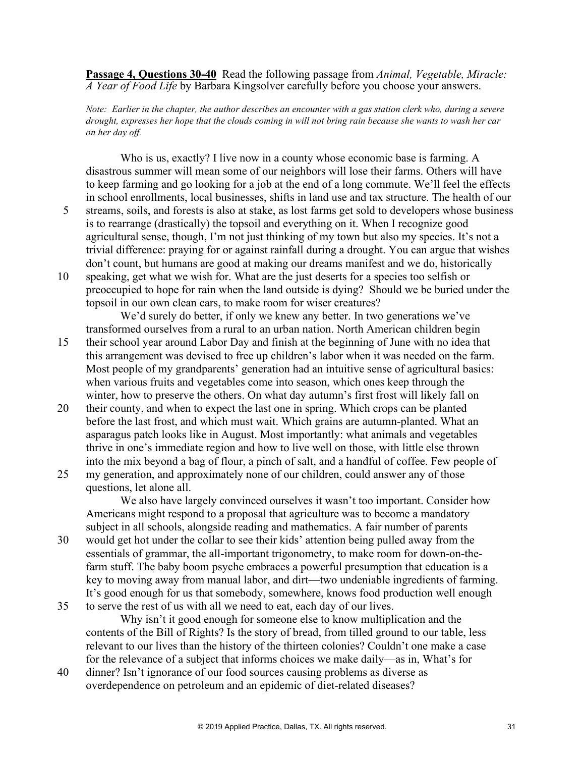**Passage 4, Questions 30-40** Read the following passage from *Animal, Vegetable, Miracle: A Year of Food Life* by Barbara Kingsolver carefully before you choose your answers.

*Note: Earlier in the chapter, the author describes an encounter with a gas station clerk who, during a severe drought, expresses her hope that the clouds coming in will not bring rain because she wants to wash her car on her day off.*

Who is us, exactly? I live now in a county whose economic base is farming. A disastrous summer will mean some of our neighbors will lose their farms. Others will have to keep farming and go looking for a job at the end of a long commute. We'll feel the effects in school enrollments, local businesses, shifts in land use and tax structure. The health of our streams, soils, and forests is also at stake, as lost farms get sold to developers whose business is to rearrange (drastically) the topsoil and everything on it. When I recognize good agricultural sense, though, I'm not just thinking of my town but also my species. It's not a trivial difference: praying for or against rainfall during a drought. You can argue that wishes don't count, but humans are good at making our dreams manifest and we do, historically speaking, get what we wish for. What are the just deserts for a species too selfish or preoccupied to hope for rain when the land outside is dying? Should we be buried under the topsoil in our own clean cars, to make room for wiser creatures?

We'd surely do better, if only we knew any better. In two generations we've transformed ourselves from a rural to an urban nation. North American children begin their school year around Labor Day and finish at the beginning of June with no idea that this arrangement was devised to free up children's labor when it was needed on the farm. Most people of my grandparents' generation had an intuitive sense of agricultural basics: when various fruits and vegetables come into season, which ones keep through the winter, how to preserve the others. On what day autumn's first frost will likely fall on their county, and when to expect the last one in spring. Which crops can be planted before the last frost, and which must wait. Which grains are autumn-planted. What an asparagus patch looks like in August. Most importantly: what animals and vegetables thrive in one's immediate region and how to live well on those, with little else thrown into the mix beyond a bag of flour, a pinch of salt, and a handful of coffee. Few people of my generation, and approximately none of our children, could answer any of those questions, let alone all.

We also have largely convinced ourselves it wasn't too important. Consider how Americans might respond to a proposal that agriculture was to become a mandatory subject in all schools, alongside reading and mathematics. A fair number of parents would get hot under the collar to see their kids' attention being pulled away from the essentials of grammar, the all-important trigonometry, to make room for down-on-the-farm stuff. The baby boom psyche embraces a powerful presumption that education is a key to moving away from manual labor, and dirt—two undeniable ingredients of farming. It's good enough for us that somebody, somewhere, knows food production well enough to serve the rest of us with all we need to eat, each day of our lives.

Why isn't it good enough for someone else to know multiplication and the contents of the Bill of Rights? Is the story of bread, from tilled ground to our table, less relevant to our lives than the history of the thirteen colonies? Couldn't one make a case for the relevance of a subject that informs choices we make daily—as in, What's for dinner? Isn't ignorance of our food sources causing problems as diverse as overdependence on petroleum and an epidemic of diet-related diseases?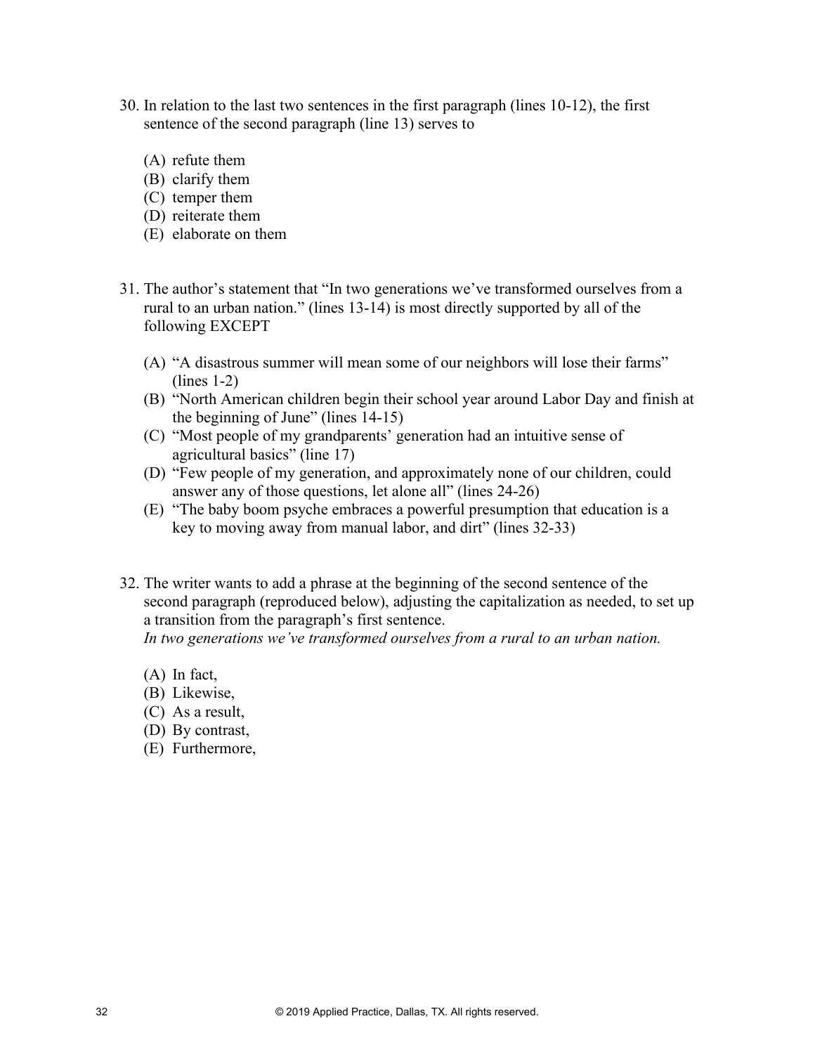30. In relation to the last two sentences in the first paragraph (lines 10-12), the first sentence of the second paragraph (line 13) serves to

    (A) refute them
    (B) clarify them
    (C) temper them
    (D) reiterate them
    (E) elaborate on them

31. The author's statement that "In two generations we've transformed ourselves from a rural to an urban nation." (lines 13-14) is most directly supported by all of the following EXCEPT

    (A) "A disastrous summer will mean some of our neighbors will lose their farms" (lines 1-2)
    (B) "North American children begin their school year around Labor Day and finish at the beginning of June" (lines 14-15)
    (C) "Most people of my grandparents' generation had an intuitive sense of agricultural basics" (line 17)
    (D) "Few people of my generation, and approximately none of our children, could answer any of those questions, let alone all" (lines 24-26)
    (E) "The baby boom psyche embraces a powerful presumption that education is a key to moving away from manual labor, and dirt" (lines 32-33)

32. The writer wants to add a phrase at the beginning of the second sentence of the second paragraph (reproduced below), adjusting the capitalization as needed, to set up a transition from the paragraph's first sentence.
    *In two generations we've transformed ourselves from a rural to an urban nation.*

    (A) In fact,
    (B) Likewise,
    (C) As a result,
    (D) By contrast,
    (E) Furthermore,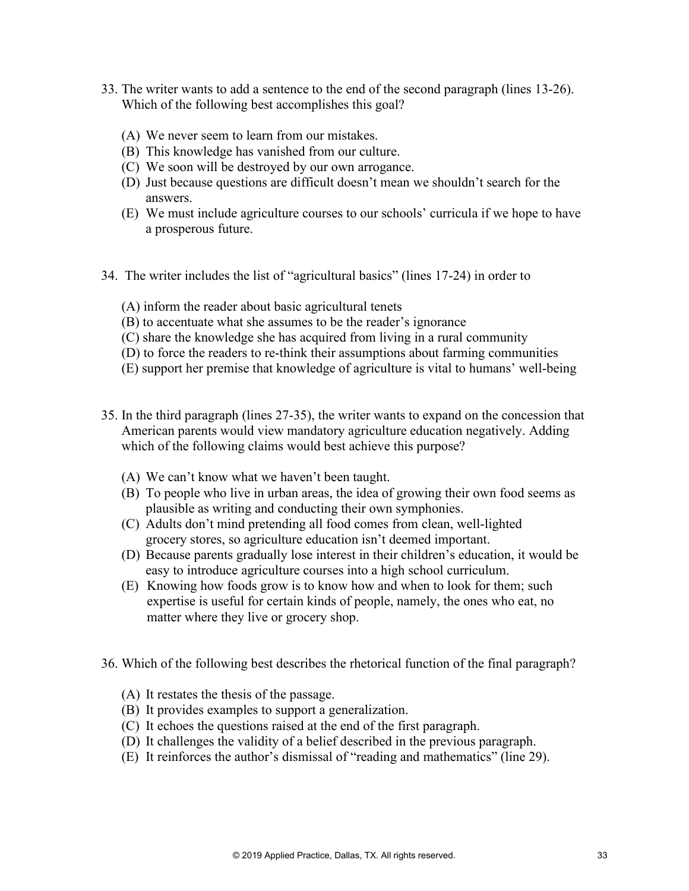33. The writer wants to add a sentence to the end of the second paragraph (lines 13-26). Which of the following best accomplishes this goal?

    (A) We never seem to learn from our mistakes.
    (B) This knowledge has vanished from our culture.
    (C) We soon will be destroyed by our own arrogance.
    (D) Just because questions are difficult doesn't mean we shouldn't search for the answers.
    (E) We must include agriculture courses to our schools' curricula if we hope to have a prosperous future.

34. The writer includes the list of "agricultural basics" (lines 17-24) in order to

    (A) inform the reader about basic agricultural tenets
    (B) to accentuate what she assumes to be the reader's ignorance
    (C) share the knowledge she has acquired from living in a rural community
    (D) to force the readers to re-think their assumptions about farming communities
    (E) support her premise that knowledge of agriculture is vital to humans' well-being

35. In the third paragraph (lines 27-35), the writer wants to expand on the concession that American parents would view mandatory agriculture education negatively. Adding which of the following claims would best achieve this purpose?

    (A) We can't know what we haven't been taught.
    (B) To people who live in urban areas, the idea of growing their own food seems as plausible as writing and conducting their own symphonies.
    (C) Adults don't mind pretending all food comes from clean, well-lighted grocery stores, so agriculture education isn't deemed important.
    (D) Because parents gradually lose interest in their children's education, it would be easy to introduce agriculture courses into a high school curriculum.
    (E) Knowing how foods grow is to know how and when to look for them; such expertise is useful for certain kinds of people, namely, the ones who eat, no matter where they live or grocery shop.

36. Which of the following best describes the rhetorical function of the final paragraph?

    (A) It restates the thesis of the passage.
    (B) It provides examples to support a generalization.
    (C) It echoes the questions raised at the end of the first paragraph.
    (D) It challenges the validity of a belief described in the previous paragraph.
    (E) It reinforces the author's dismissal of "reading and mathematics" (line 29).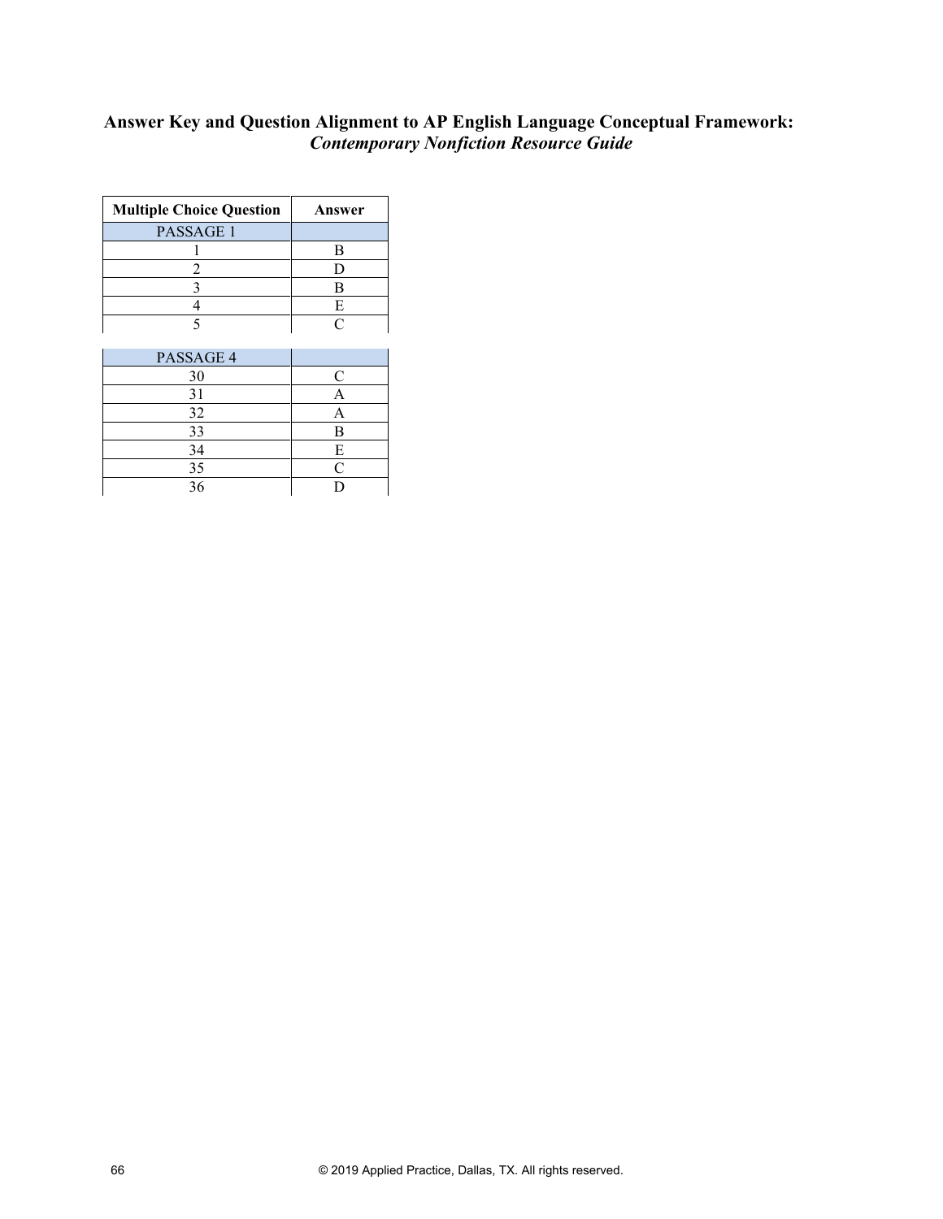**Answer Key and Question Alignment to AP English Language Conceptual Framework:**
***Contemporary Nonfiction Resource Guide***

| Multiple Choice Question | Answer |
|---|---|
| PASSAGE 1 | |
| 1 | B |
| 2 | D |
| 3 | B |
| 4 | E |
| 5 | C |

| PASSAGE 4 | |
|---|---|
| 30 | C |
| 31 | A |
| 32 | A |
| 33 | B |
| 34 | E |
| 35 | C |
| 36 | D |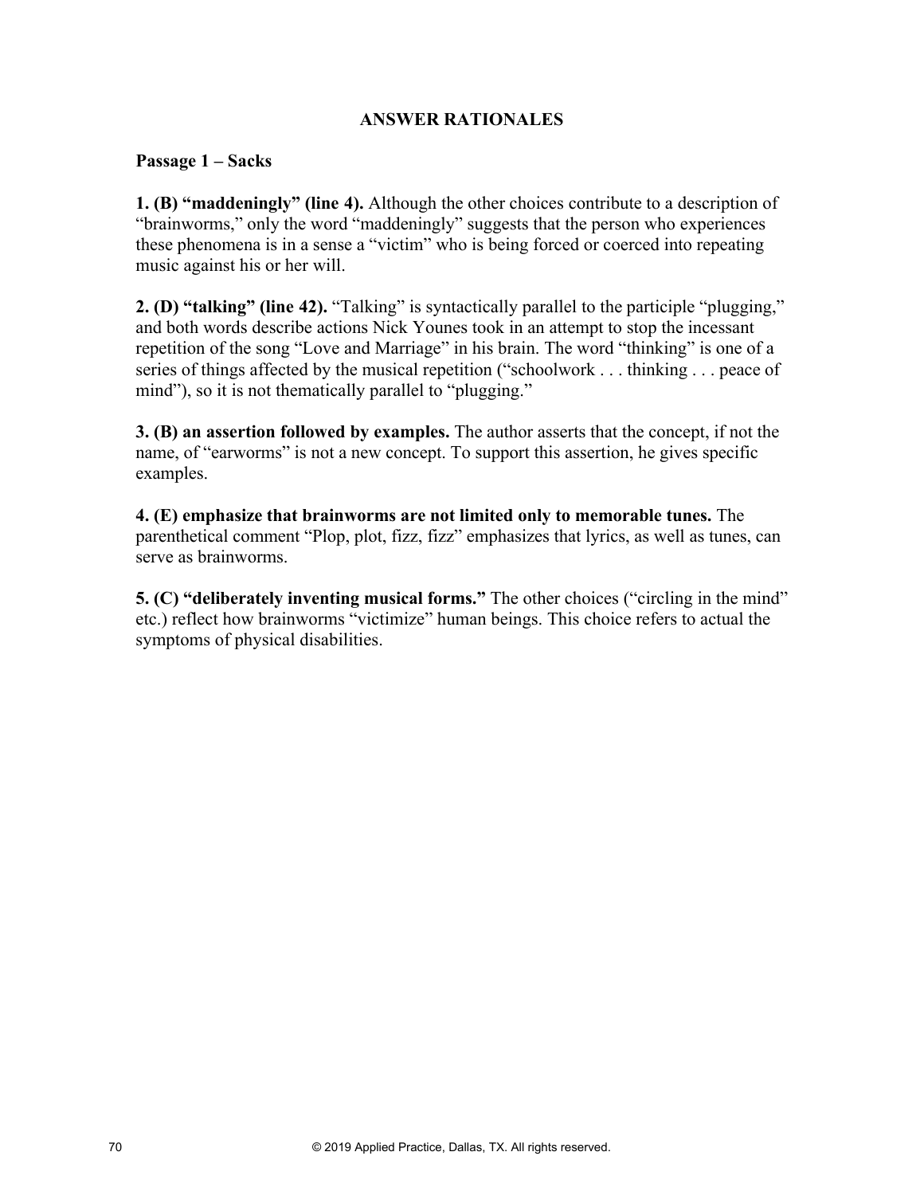## ANSWER RATIONALES

### Passage 1 – Sacks

**1. (B) "maddeningly" (line 4).** Although the other choices contribute to a description of "brainworms," only the word "maddeningly" suggests that the person who experiences these phenomena is in a sense a "victim" who is being forced or coerced into repeating music against his or her will.

**2. (D) "talking" (line 42).** "Talking" is syntactically parallel to the participle "plugging," and both words describe actions Nick Younes took in an attempt to stop the incessant repetition of the song "Love and Marriage" in his brain. The word "thinking" is one of a series of things affected by the musical repetition ("schoolwork . . . thinking . . . peace of mind"), so it is not thematically parallel to "plugging."

**3. (B) an assertion followed by examples.** The author asserts that the concept, if not the name, of "earworms" is not a new concept. To support this assertion, he gives specific examples.

**4. (E) emphasize that brainworms are not limited only to memorable tunes.** The parenthetical comment "Plop, plot, fizz, fizz" emphasizes that lyrics, as well as tunes, can serve as brainworms.

**5. (C) "deliberately inventing musical forms."** The other choices ("circling in the mind" etc.) reflect how brainworms "victimize" human beings. This choice refers to actual the symptoms of physical disabilities.